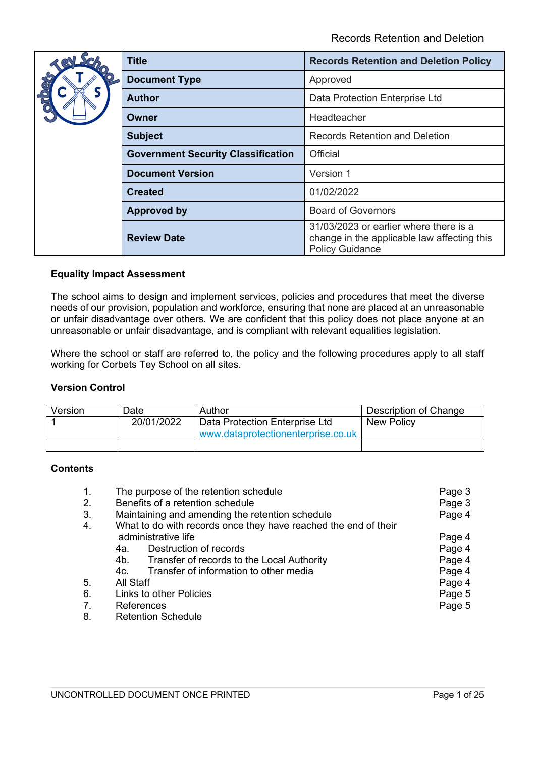| Title | Records Retention and Deletion Policy |
|---|---|
| Document Type | Approved |
| Author | Data Protection Enterprise Ltd |
| Owner | Headteacher |
| Subject | Records Retention and Deletion |
| Government Security Classification | Official |
| Document Version | Version 1 |
| Created | 01/02/2022 |
| Approved by | Board of Governors |
| Review Date | 31/03/2023 or earlier where there is a change in the applicable law affecting this Policy Guidance |

**Equality Impact Assessment**

The school aims to design and implement services, policies and procedures that meet the diverse needs of our provision, population and workforce, ensuring that none are placed at an unreasonable or unfair disadvantage over others. We are confident that this policy does not place anyone at an unreasonable or unfair disadvantage, and is compliant with relevant equalities legislation.

Where the school or staff are referred to, the policy and the following procedures apply to all staff working for Corbets Tey School on all sites.

**Version Control**

| Version | Date | Author | Description of Change |
|---|---|---|---|
| 1 | 20/01/2022 | Data Protection Enterprise Ltd www.dataprotectionenterprise.co.uk | New Policy |
| | | | |

**Contents**

1. The purpose of the retention schedule — Page 3
2. Benefits of a retention schedule — Page 3
3. Maintaining and amending the retention schedule — Page 4
4. What to do with records once they have reached the end of their administrative life — Page 4
   - 4a. Destruction of records — Page 4
   - 4b. Transfer of records to the Local Authority — Page 4
   - 4c. Transfer of information to other media — Page 4
5. All Staff — Page 4
6. Links to other Policies — Page 5
7. References — Page 5
8. Retention Schedule

UNCONTROLLED DOCUMENT ONCE PRINTED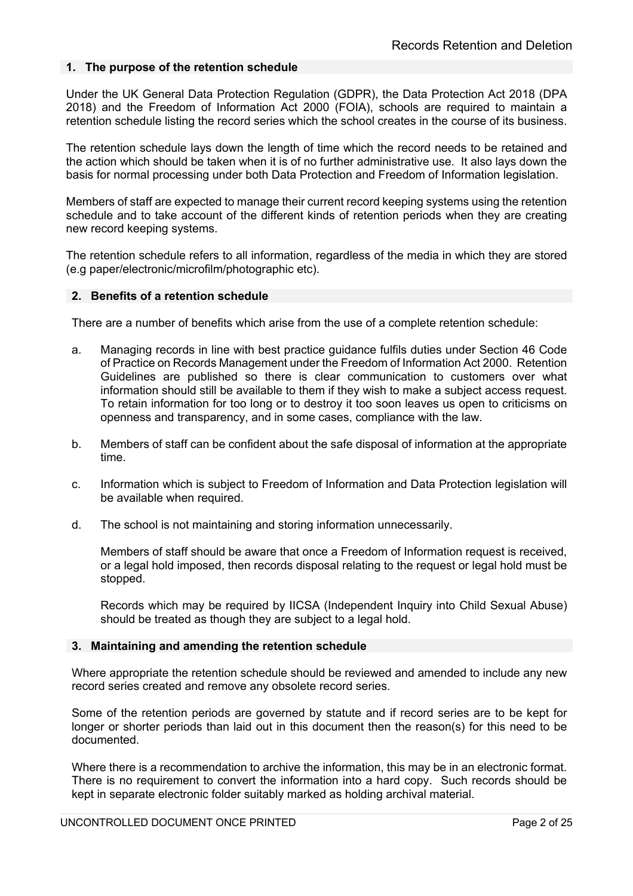## 1. The purpose of the retention schedule

Under the UK General Data Protection Regulation (GDPR), the Data Protection Act 2018 (DPA 2018) and the Freedom of Information Act 2000 (FOIA), schools are required to maintain a retention schedule listing the record series which the school creates in the course of its business.

The retention schedule lays down the length of time which the record needs to be retained and the action which should be taken when it is of no further administrative use. It also lays down the basis for normal processing under both Data Protection and Freedom of Information legislation.

Members of staff are expected to manage their current record keeping systems using the retention schedule and to take account of the different kinds of retention periods when they are creating new record keeping systems.

The retention schedule refers to all information, regardless of the media in which they are stored (e.g paper/electronic/microfilm/photographic etc).

## 2. Benefits of a retention schedule

There are a number of benefits which arise from the use of a complete retention schedule:

a. Managing records in line with best practice guidance fulfils duties under Section 46 Code of Practice on Records Management under the Freedom of Information Act 2000. Retention Guidelines are published so there is clear communication to customers over what information should still be available to them if they wish to make a subject access request. To retain information for too long or to destroy it too soon leaves us open to criticisms on openness and transparency, and in some cases, compliance with the law.

b. Members of staff can be confident about the safe disposal of information at the appropriate time.

c. Information which is subject to Freedom of Information and Data Protection legislation will be available when required.

d. The school is not maintaining and storing information unnecessarily.

   Members of staff should be aware that once a Freedom of Information request is received, or a legal hold imposed, then records disposal relating to the request or legal hold must be stopped.

   Records which may be required by IICSA (Independent Inquiry into Child Sexual Abuse) should be treated as though they are subject to a legal hold.

## 3. Maintaining and amending the retention schedule

Where appropriate the retention schedule should be reviewed and amended to include any new record series created and remove any obsolete record series.

Some of the retention periods are governed by statute and if record series are to be kept for longer or shorter periods than laid out in this document then the reason(s) for this need to be documented.

Where there is a recommendation to archive the information, this may be in an electronic format. There is no requirement to convert the information into a hard copy. Such records should be kept in separate electronic folder suitably marked as holding archival material.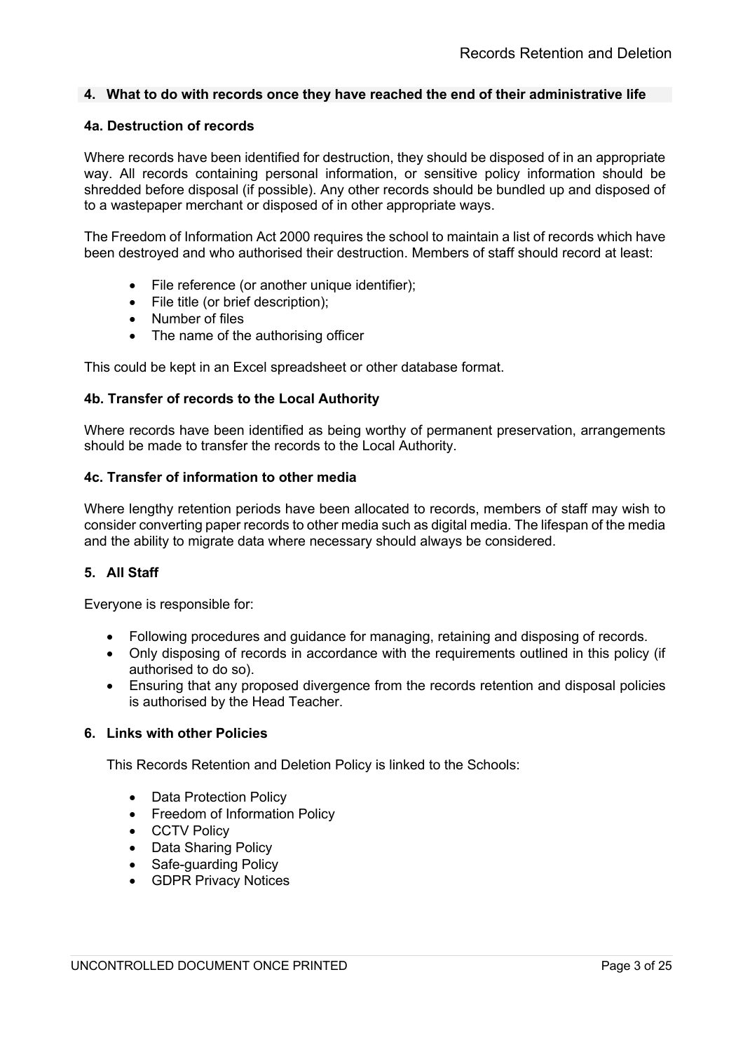## 4. What to do with records once they have reached the end of their administrative life

### 4a. Destruction of records

Where records have been identified for destruction, they should be disposed of in an appropriate way. All records containing personal information, or sensitive policy information should be shredded before disposal (if possible). Any other records should be bundled up and disposed of to a wastepaper merchant or disposed of in other appropriate ways.

The Freedom of Information Act 2000 requires the school to maintain a list of records which have been destroyed and who authorised their destruction. Members of staff should record at least:

- File reference (or another unique identifier);
- File title (or brief description);
- Number of files
- The name of the authorising officer

This could be kept in an Excel spreadsheet or other database format.

### 4b. Transfer of records to the Local Authority

Where records have been identified as being worthy of permanent preservation, arrangements should be made to transfer the records to the Local Authority.

### 4c. Transfer of information to other media

Where lengthy retention periods have been allocated to records, members of staff may wish to consider converting paper records to other media such as digital media. The lifespan of the media and the ability to migrate data where necessary should always be considered.

## 5. All Staff

Everyone is responsible for:

- Following procedures and guidance for managing, retaining and disposing of records.
- Only disposing of records in accordance with the requirements outlined in this policy (if authorised to do so).
- Ensuring that any proposed divergence from the records retention and disposal policies is authorised by the Head Teacher.

## 6. Links with other Policies

This Records Retention and Deletion Policy is linked to the Schools:

- Data Protection Policy
- Freedom of Information Policy
- CCTV Policy
- Data Sharing Policy
- Safe-guarding Policy
- GDPR Privacy Notices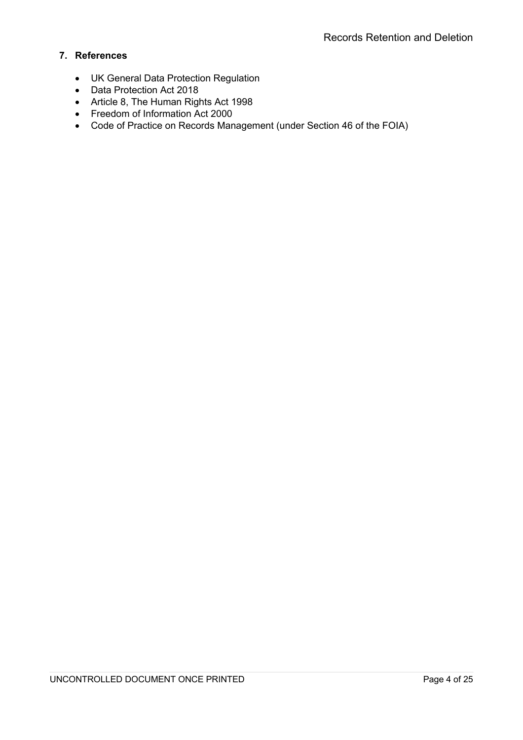## 7. References

- UK General Data Protection Regulation
- Data Protection Act 2018
- Article 8, The Human Rights Act 1998
- Freedom of Information Act 2000
- Code of Practice on Records Management (under Section 46 of the FOIA)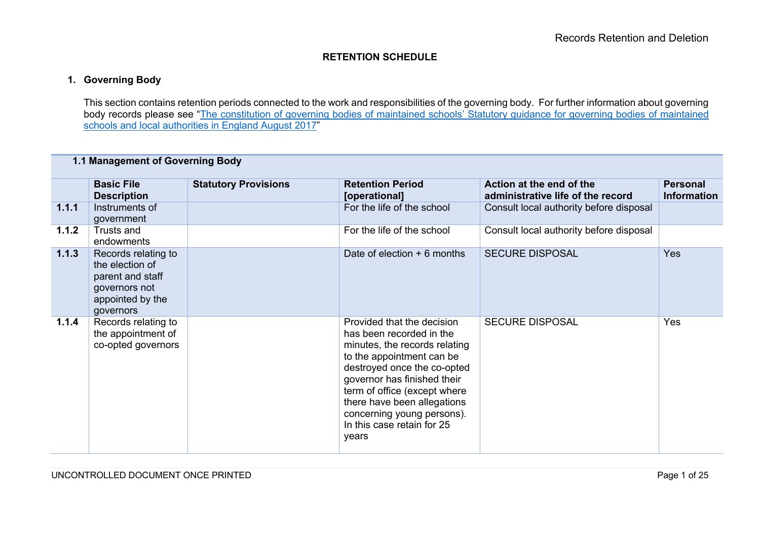**RETENTION SCHEDULE**

## 1. Governing Body

This section contains retention periods connected to the work and responsibilities of the governing body. For further information about governing body records please see "The constitution of governing bodies of maintained schools' Statutory guidance for governing bodies of maintained schools and local authorities in England August 2017"

| 1.1 Management of Governing Body | | | | | |
|---|---|---|---|---|---|
| | **Basic File Description** | **Statutory Provisions** | **Retention Period [operational]** | **Action at the end of the administrative life of the record** | **Personal Information** |
| **1.1.1** | Instruments of government | | For the life of the school | Consult local authority before disposal | |
| **1.1.2** | Trusts and endowments | | For the life of the school | Consult local authority before disposal | |
| **1.1.3** | Records relating to the election of parent and staff governors not appointed by the governors | | Date of election + 6 months | SECURE DISPOSAL | Yes |
| **1.1.4** | Records relating to the appointment of co-opted governors | | Provided that the decision has been recorded in the minutes, the records relating to the appointment can be destroyed once the co-opted governor has finished their term of office (except where there have been allegations concerning young persons). In this case retain for 25 years | SECURE DISPOSAL | Yes |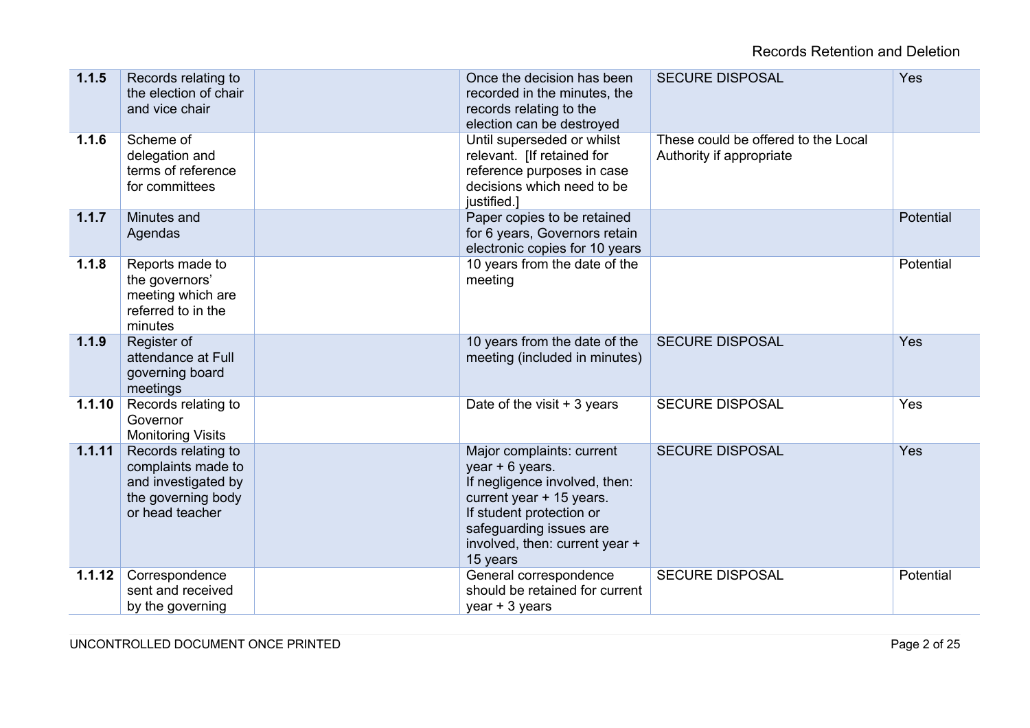| | | | | | |
|---|---|---|---|---|---|
| **1.1.5** | Records relating to the election of chair and vice chair | | Once the decision has been recorded in the minutes, the records relating to the election can be destroyed | SECURE DISPOSAL | Yes |
| **1.1.6** | Scheme of delegation and terms of reference for committees | | Until superseded or whilst relevant. [If retained for reference purposes in case decisions which need to be justified.] | These could be offered to the Local Authority if appropriate | |
| **1.1.7** | Minutes and Agendas | | Paper copies to be retained for 6 years, Governors retain electronic copies for 10 years | | Potential |
| **1.1.8** | Reports made to the governors' meeting which are referred to in the minutes | | 10 years from the date of the meeting | | Potential |
| **1.1.9** | Register of attendance at Full governing board meetings | | 10 years from the date of the meeting (included in minutes) | SECURE DISPOSAL | Yes |
| **1.1.10** | Records relating to Governor Monitoring Visits | | Date of the visit + 3 years | SECURE DISPOSAL | Yes |
| **1.1.11** | Records relating to complaints made to and investigated by the governing body or head teacher | | Major complaints: current year + 6 years.<br>If negligence involved, then: current year + 15 years.<br>If student protection or safeguarding issues are involved, then: current year + 15 years | SECURE DISPOSAL | Yes |
| **1.1.12** | Correspondence sent and received by the governing | | General correspondence should be retained for current year + 3 years | SECURE DISPOSAL | Potential |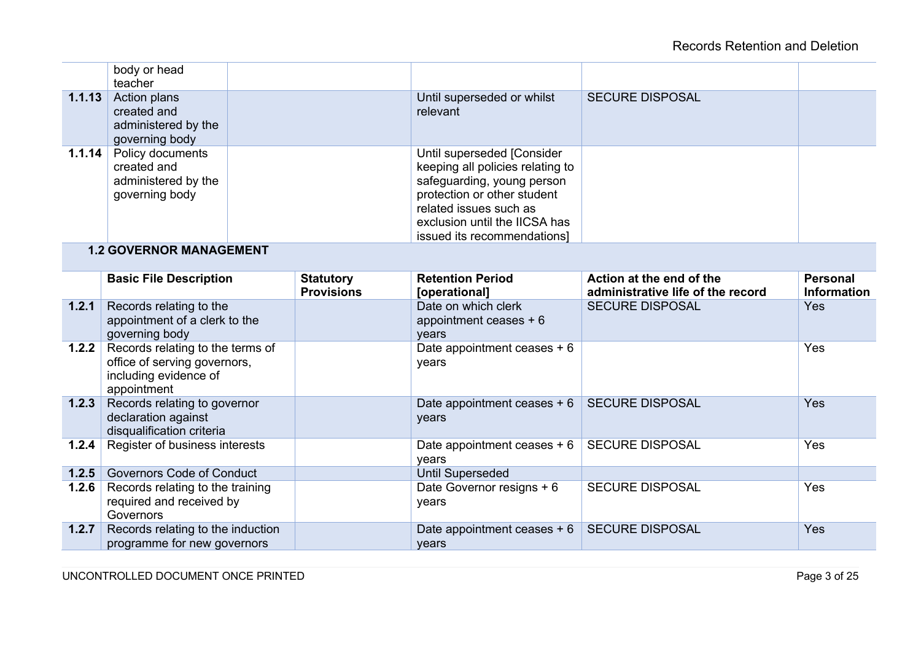| | | | | | |
|---|---|---|---|---|---|
| | body or head teacher | | | | |
| **1.1.13** | Action plans created and administered by the governing body | | Until superseded or whilst relevant | SECURE DISPOSAL | |
| **1.1.14** | Policy documents created and administered by the governing body | | Until superseded [Consider keeping all policies relating to safeguarding, young person protection or other student related issues such as exclusion until the IICSA has issued its recommendations] | | |

**1.2 GOVERNOR MANAGEMENT**

| | Basic File Description | Statutory Provisions | Retention Period [operational] | Action at the end of the administrative life of the record | Personal Information |
|---|---|---|---|---|---|
| **1.2.1** | Records relating to the appointment of a clerk to the governing body | | Date on which clerk appointment ceases + 6 years | SECURE DISPOSAL | Yes |
| **1.2.2** | Records relating to the terms of office of serving governors, including evidence of appointment | | Date appointment ceases + 6 years | | Yes |
| **1.2.3** | Records relating to governor declaration against disqualification criteria | | Date appointment ceases + 6 years | SECURE DISPOSAL | Yes |
| **1.2.4** | Register of business interests | | Date appointment ceases + 6 years | SECURE DISPOSAL | Yes |
| **1.2.5** | Governors Code of Conduct | | Until Superseded | | |
| **1.2.6** | Records relating to the training required and received by Governors | | Date Governor resigns + 6 years | SECURE DISPOSAL | Yes |
| **1.2.7** | Records relating to the induction programme for new governors | | Date appointment ceases + 6 years | SECURE DISPOSAL | Yes |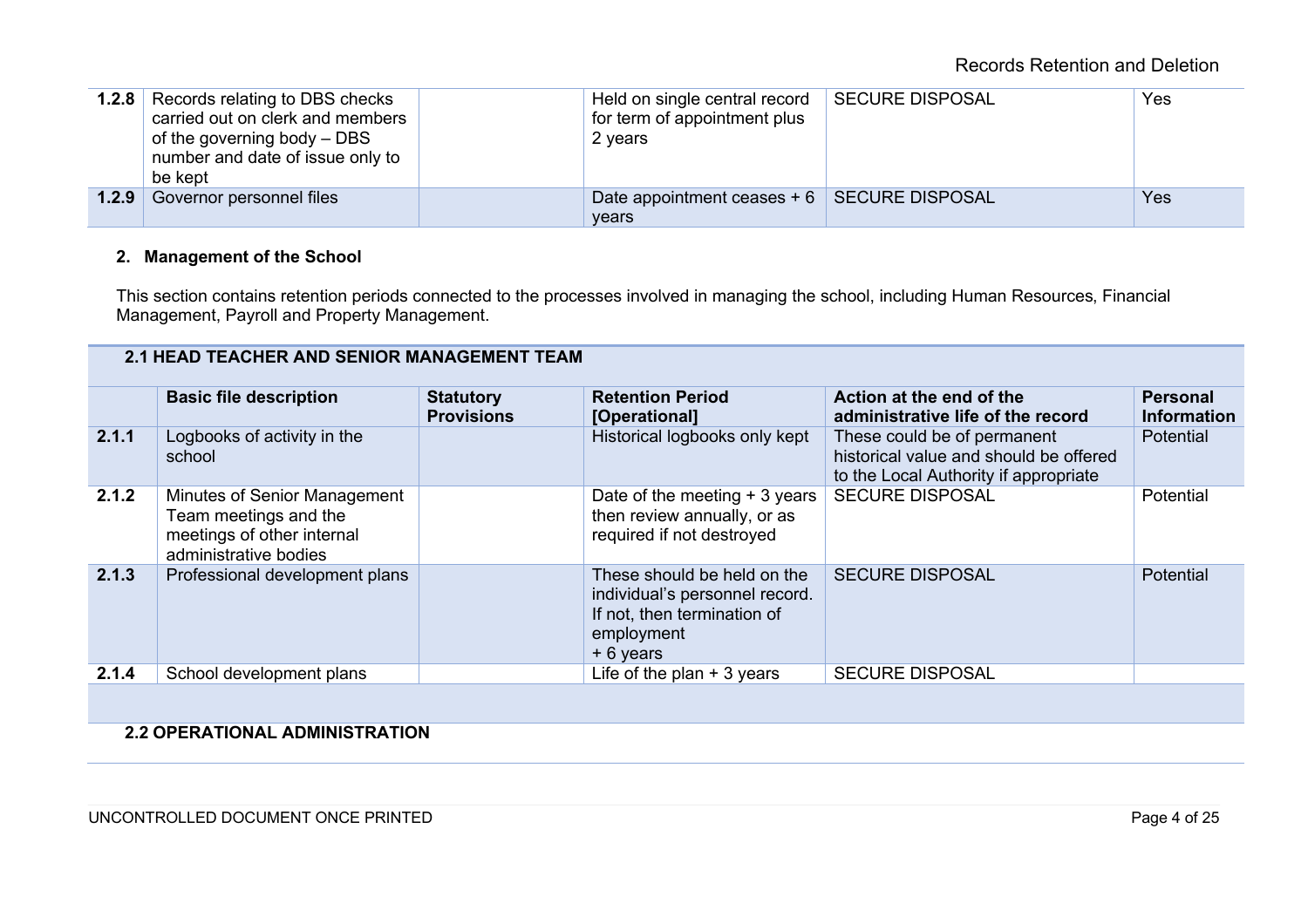| | | | | | |
|---|---|---|---|---|---|
| **1.2.8** | Records relating to DBS checks carried out on clerk and members of the governing body – DBS number and date of issue only to be kept | | Held on single central record for term of appointment plus 2 years | SECURE DISPOSAL | Yes |
| **1.2.9** | Governor personnel files | | Date appointment ceases + 6 years | SECURE DISPOSAL | Yes |

**2. Management of the School**

This section contains retention periods connected to the processes involved in managing the school, including Human Resources, Financial Management, Payroll and Property Management.

**2.1 HEAD TEACHER AND SENIOR MANAGEMENT TEAM**

| | Basic file description | Statutory Provisions | Retention Period [Operational] | Action at the end of the administrative life of the record | Personal Information |
|---|---|---|---|---|---|
| **2.1.1** | Logbooks of activity in the school | | Historical logbooks only kept | These could be of permanent historical value and should be offered to the Local Authority if appropriate | Potential |
| **2.1.2** | Minutes of Senior Management Team meetings and the meetings of other internal administrative bodies | | Date of the meeting + 3 years then review annually, or as required if not destroyed | SECURE DISPOSAL | Potential |
| **2.1.3** | Professional development plans | | These should be held on the individual's personnel record. If not, then termination of employment + 6 years | SECURE DISPOSAL | Potential |
| **2.1.4** | School development plans | | Life of the plan + 3 years | SECURE DISPOSAL | |

**2.2 OPERATIONAL ADMINISTRATION**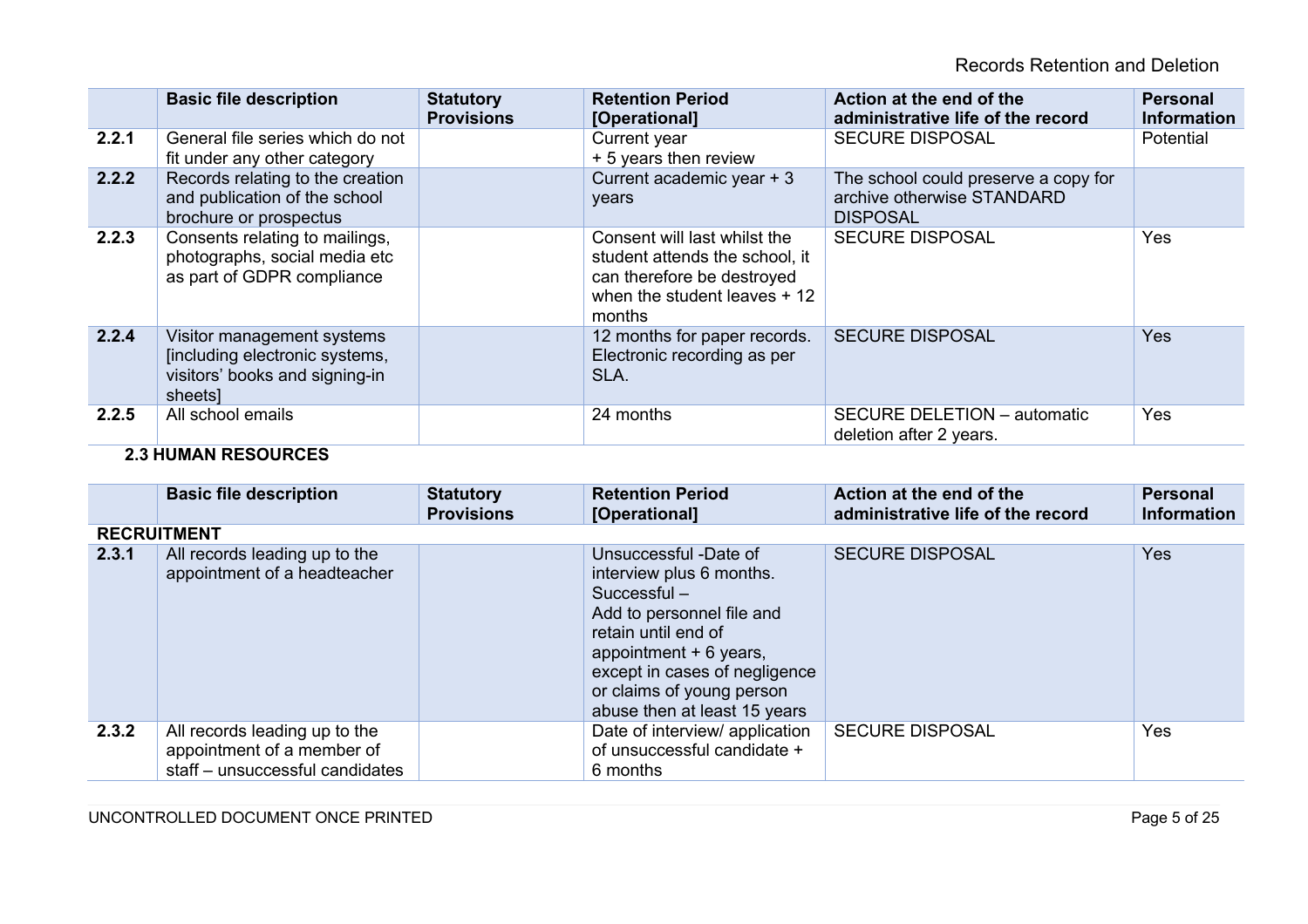| | Basic file description | Statutory Provisions | Retention Period [Operational] | Action at the end of the administrative life of the record | Personal Information |
|---|---|---|---|---|---|
| 2.2.1 | General file series which do not fit under any other category | | Current year + 5 years then review | SECURE DISPOSAL | Potential |
| 2.2.2 | Records relating to the creation and publication of the school brochure or prospectus | | Current academic year + 3 years | The school could preserve a copy for archive otherwise STANDARD DISPOSAL | |
| 2.2.3 | Consents relating to mailings, photographs, social media etc as part of GDPR compliance | | Consent will last whilst the student attends the school, it can therefore be destroyed when the student leaves + 12 months | SECURE DISPOSAL | Yes |
| 2.2.4 | Visitor management systems [including electronic systems, visitors' books and signing-in sheets] | | 12 months for paper records. Electronic recording as per SLA. | SECURE DISPOSAL | Yes |
| 2.2.5 | All school emails | | 24 months | SECURE DELETION – automatic deletion after 2 years. | Yes |

## 2.3 HUMAN RESOURCES

| | Basic file description | Statutory Provisions | Retention Period [Operational] | Action at the end of the administrative life of the record | Personal Information |
|---|---|---|---|---|---|
| **RECRUITMENT** | | | | | |
| 2.3.1 | All records leading up to the appointment of a headteacher | | Unsuccessful -Date of interview plus 6 months. Successful – Add to personnel file and retain until end of appointment + 6 years, except in cases of negligence or claims of young person abuse then at least 15 years | SECURE DISPOSAL | Yes |
| 2.3.2 | All records leading up to the appointment of a member of staff – unsuccessful candidates | | Date of interview/ application of unsuccessful candidate + 6 months | SECURE DISPOSAL | Yes |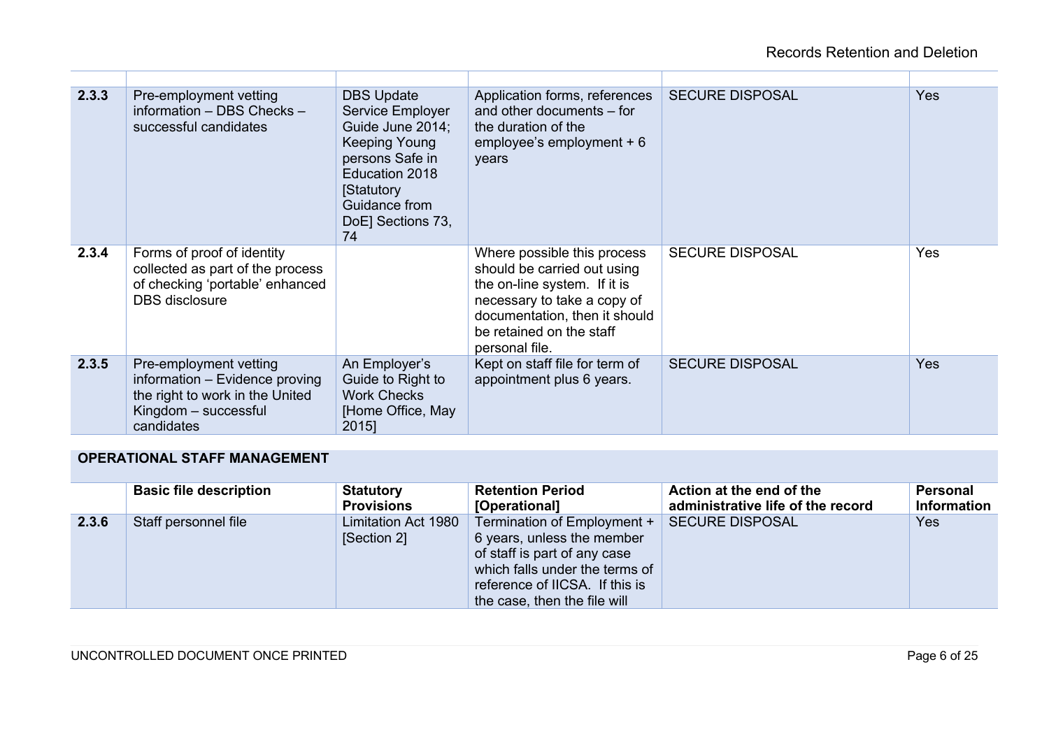| | | | | | |
|---|---|---|---|---|---|
| **2.3.3** | Pre-employment vetting information – DBS Checks – successful candidates | DBS Update Service Employer Guide June 2014; Keeping Young persons Safe in Education 2018 [Statutory Guidance from DoE] Sections 73, 74 | Application forms, references and other documents – for the duration of the employee's employment + 6 years | SECURE DISPOSAL | Yes |
| **2.3.4** | Forms of proof of identity collected as part of the process of checking 'portable' enhanced DBS disclosure | | Where possible this process should be carried out using the on-line system. If it is necessary to take a copy of documentation, then it should be retained on the staff personal file. | SECURE DISPOSAL | Yes |
| **2.3.5** | Pre-employment vetting information – Evidence proving the right to work in the United Kingdom – successful candidates | An Employer's Guide to Right to Work Checks [Home Office, May 2015] | Kept on staff file for term of appointment plus 6 years. | SECURE DISPOSAL | Yes |

**OPERATIONAL STAFF MANAGEMENT**

| | Basic file description | Statutory Provisions | Retention Period [Operational] | Action at the end of the administrative life of the record | Personal Information |
|---|---|---|---|---|---|
| **2.3.6** | Staff personnel file | Limitation Act 1980 [Section 2] | Termination of Employment + 6 years, unless the member of staff is part of any case which falls under the terms of reference of IICSA. If this is the case, then the file will | SECURE DISPOSAL | Yes |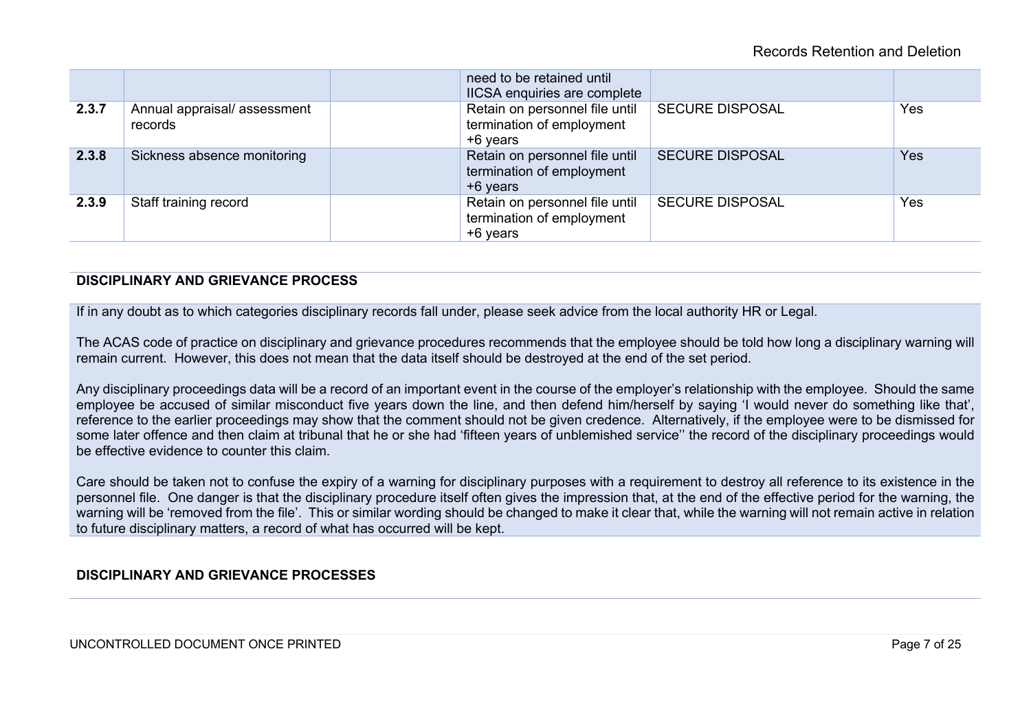| | | | | | |
|---|---|---|---|---|---|
| | | | need to be retained until IICSA enquiries are complete | | |
| **2.3.7** | Annual appraisal/ assessment records | | Retain on personnel file until termination of employment +6 years | SECURE DISPOSAL | Yes |
| **2.3.8** | Sickness absence monitoring | | Retain on personnel file until termination of employment +6 years | SECURE DISPOSAL | Yes |
| **2.3.9** | Staff training record | | Retain on personnel file until termination of employment +6 years | SECURE DISPOSAL | Yes |

**DISCIPLINARY AND GRIEVANCE PROCESS**

If in any doubt as to which categories disciplinary records fall under, please seek advice from the local authority HR or Legal.

The ACAS code of practice on disciplinary and grievance procedures recommends that the employee should be told how long a disciplinary warning will remain current. However, this does not mean that the data itself should be destroyed at the end of the set period.

Any disciplinary proceedings data will be a record of an important event in the course of the employer's relationship with the employee. Should the same employee be accused of similar misconduct five years down the line, and then defend him/herself by saying 'I would never do something like that', reference to the earlier proceedings may show that the comment should not be given credence. Alternatively, if the employee were to be dismissed for some later offence and then claim at tribunal that he or she had 'fifteen years of unblemished service'' the record of the disciplinary proceedings would be effective evidence to counter this claim.

Care should be taken not to confuse the expiry of a warning for disciplinary purposes with a requirement to destroy all reference to its existence in the personnel file. One danger is that the disciplinary procedure itself often gives the impression that, at the end of the effective period for the warning, the warning will be 'removed from the file'. This or similar wording should be changed to make it clear that, while the warning will not remain active in relation to future disciplinary matters, a record of what has occurred will be kept.

**DISCIPLINARY AND GRIEVANCE PROCESSES**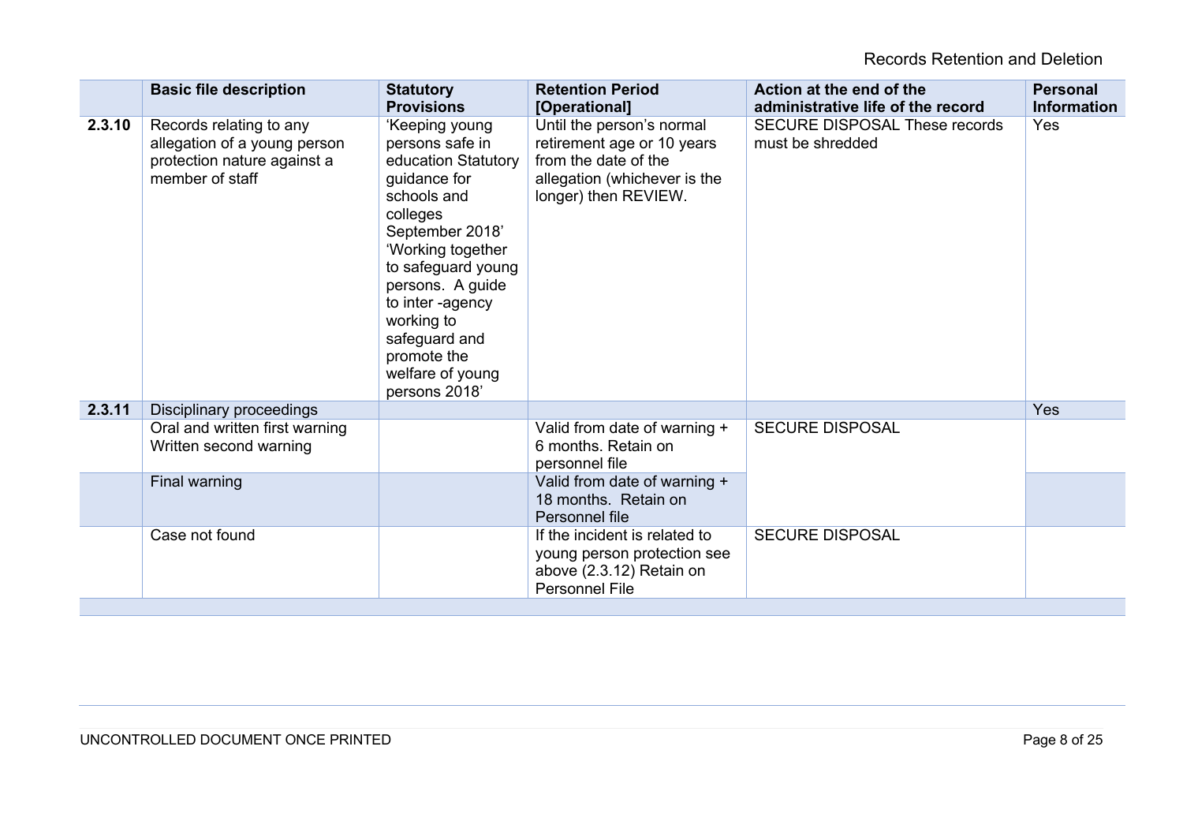| | Basic file description | Statutory Provisions | Retention Period [Operational] | Action at the end of the administrative life of the record | Personal Information |
|---|---|---|---|---|---|
| **2.3.10** | Records relating to any allegation of a young person protection nature against a member of staff | 'Keeping young persons safe in education Statutory guidance for schools and colleges September 2018' 'Working together to safeguard young persons. A guide to inter -agency working to safeguard and promote the welfare of young persons 2018' | Until the person's normal retirement age or 10 years from the date of the allegation (whichever is the longer) then REVIEW. | SECURE DISPOSAL These records must be shredded | Yes |
| **2.3.11** | Disciplinary proceedings | | | | Yes |
| | Oral and written first warning<br>Written second warning | | Valid from date of warning + 6 months. Retain on personnel file | SECURE DISPOSAL | |
| | Final warning | | Valid from date of warning + 18 months. Retain on Personnel file | | |
| | Case not found | | If the incident is related to young person protection see above (2.3.12) Retain on Personnel File | SECURE DISPOSAL | |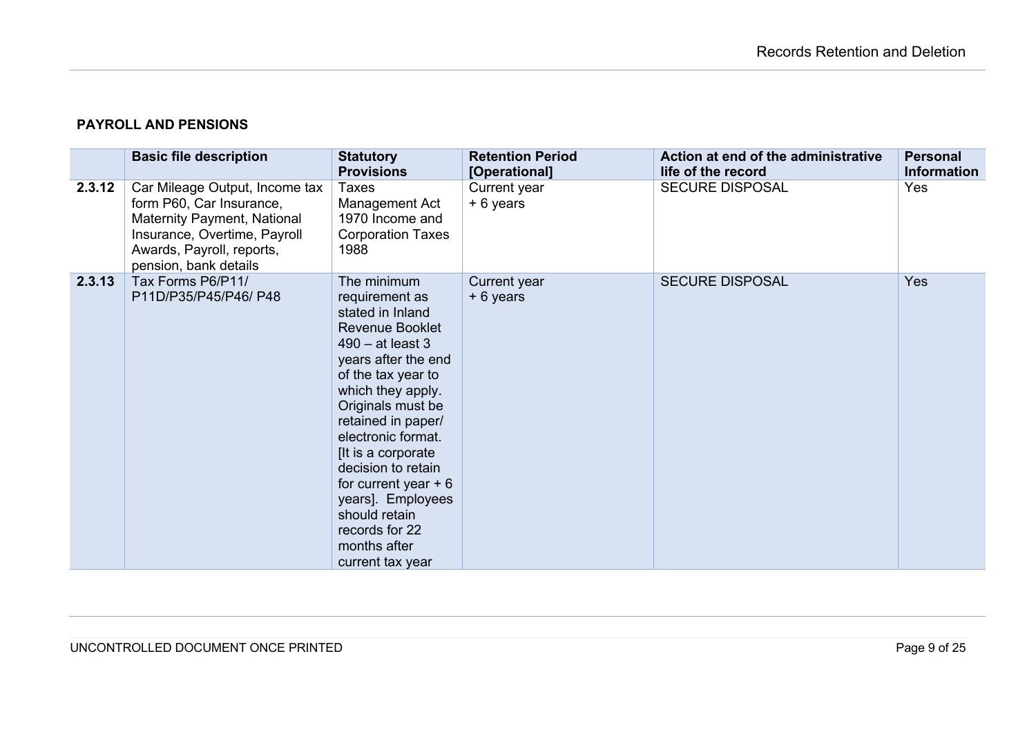**PAYROLL AND PENSIONS**

| | Basic file description | Statutory Provisions | Retention Period [Operational] | Action at end of the administrative life of the record | Personal Information |
|---|---|---|---|---|---|
| **2.3.12** | Car Mileage Output, Income tax form P60, Car Insurance, Maternity Payment, National Insurance, Overtime, Payroll Awards, Payroll, reports, pension, bank details | Taxes Management Act 1970 Income and Corporation Taxes 1988 | Current year + 6 years | SECURE DISPOSAL | Yes |
| **2.3.13** | Tax Forms P6/P11/ P11D/P35/P45/P46/ P48 | The minimum requirement as stated in Inland Revenue Booklet 490 – at least 3 years after the end of the tax year to which they apply. Originals must be retained in paper/ electronic format. [It is a corporate decision to retain for current year + 6 years]. Employees should retain records for 22 months after current tax year | Current year + 6 years | SECURE DISPOSAL | Yes |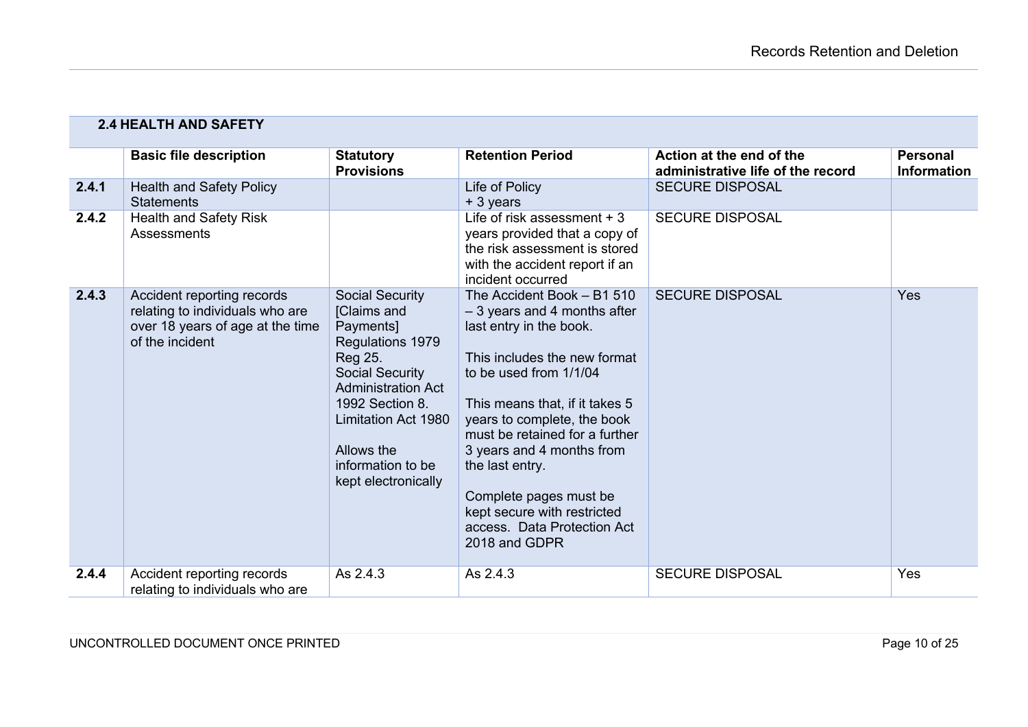## 2.4 HEALTH AND SAFETY

| | Basic file description | Statutory Provisions | Retention Period | Action at the end of the administrative life of the record | Personal Information |
|---|---|---|---|---|---|
| **2.4.1** | Health and Safety Policy Statements | | Life of Policy + 3 years | SECURE DISPOSAL | |
| **2.4.2** | Health and Safety Risk Assessments | | Life of risk assessment + 3 years provided that a copy of the risk assessment is stored with the accident report if an incident occurred | SECURE DISPOSAL | |
| **2.4.3** | Accident reporting records relating to individuals who are over 18 years of age at the time of the incident | Social Security [Claims and Payments] Regulations 1979 Reg 25. Social Security Administration Act 1992 Section 8. Limitation Act 1980<br><br>Allows the information to be kept electronically | The Accident Book – B1 510 – 3 years and 4 months after last entry in the book.<br><br>This includes the new format to be used from 1/1/04<br><br>This means that, if it takes 5 years to complete, the book must be retained for a further 3 years and 4 months from the last entry.<br><br>Complete pages must be kept secure with restricted access. Data Protection Act 2018 and GDPR | SECURE DISPOSAL | Yes |
| **2.4.4** | Accident reporting records relating to individuals who are | As 2.4.3 | As 2.4.3 | SECURE DISPOSAL | Yes |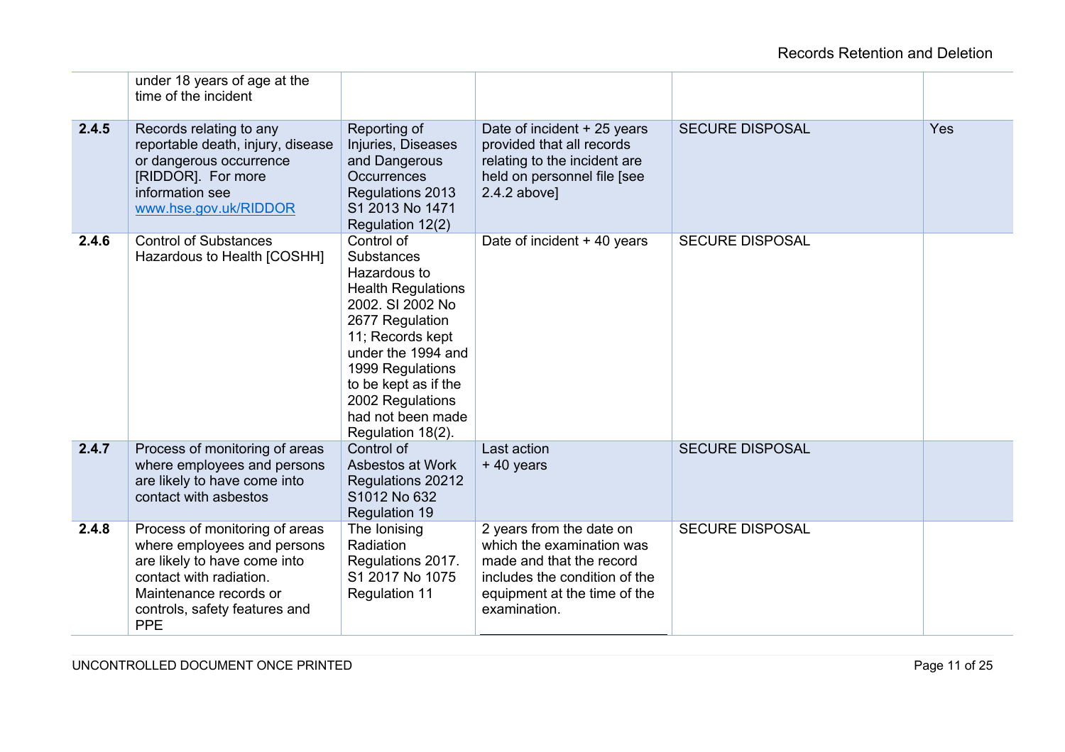| | | | | | |
|---|---|---|---|---|---|
| | under 18 years of age at the time of the incident | | | | |
| **2.4.5** | Records relating to any reportable death, injury, disease or dangerous occurrence [RIDDOR]. For more information see [www.hse.gov.uk/RIDDOR](www.hse.gov.uk/RIDDOR) | Reporting of Injuries, Diseases and Dangerous Occurrences Regulations 2013 S1 2013 No 1471 Regulation 12(2) | Date of incident + 25 years provided that all records relating to the incident are held on personnel file [see 2.4.2 above] | SECURE DISPOSAL | Yes |
| **2.4.6** | Control of Substances Hazardous to Health [COSHH] | Control of Substances Hazardous to Health Regulations 2002. SI 2002 No 2677 Regulation 11; Records kept under the 1994 and 1999 Regulations to be kept as if the 2002 Regulations had not been made Regulation 18(2). | Date of incident + 40 years | SECURE DISPOSAL | |
| **2.4.7** | Process of monitoring of areas where employees and persons are likely to have come into contact with asbestos | Control of Asbestos at Work Regulations 20212 S1012 No 632 Regulation 19 | Last action + 40 years | SECURE DISPOSAL | |
| **2.4.8** | Process of monitoring of areas where employees and persons are likely to have come into contact with radiation. Maintenance records or controls, safety features and PPE | The Ionising Radiation Regulations 2017. S1 2017 No 1075 Regulation 11 | 2 years from the date on which the examination was made and that the record includes the condition of the equipment at the time of the examination. | SECURE DISPOSAL | |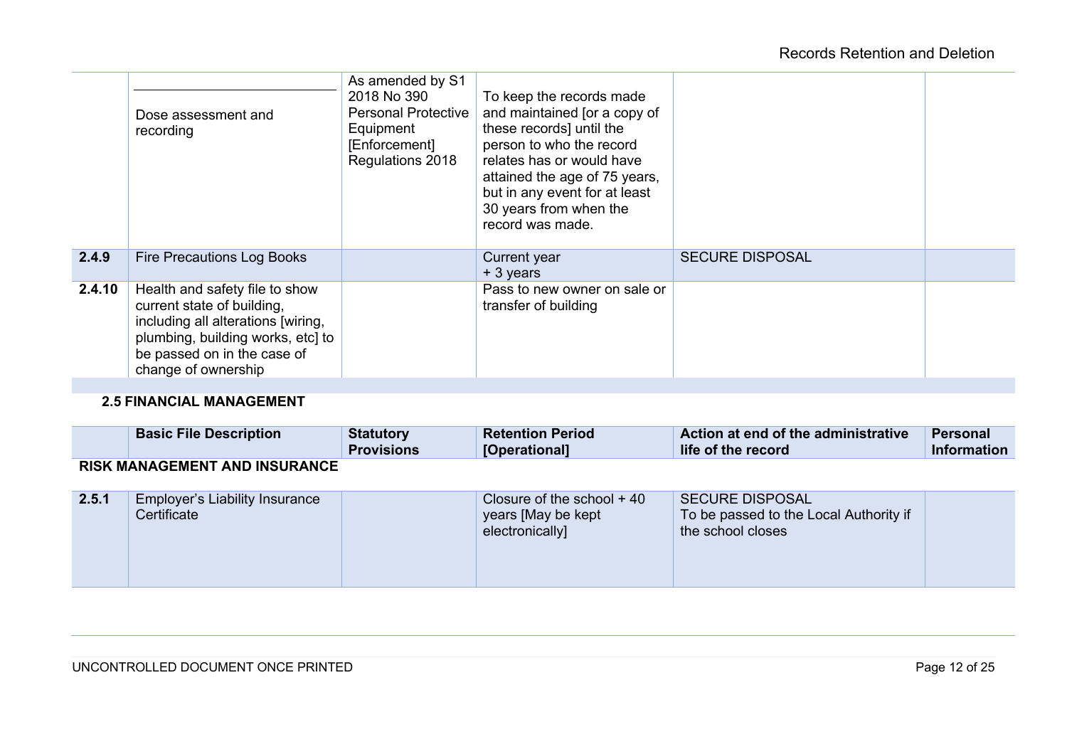| | | | | | |
|---|---|---|---|---|---|
| | Dose assessment and recording | As amended by S1 2018 No 390 Personal Protective Equipment [Enforcement] Regulations 2018 | To keep the records made and maintained [or a copy of these records] until the person to who the record relates has or would have attained the age of 75 years, but in any event for at least 30 years from when the record was made. | | |
| **2.4.9** | Fire Precautions Log Books | | Current year + 3 years | SECURE DISPOSAL | |
| **2.4.10** | Health and safety file to show current state of building, including all alterations [wiring, plumbing, building works, etc] to be passed on in the case of change of ownership | | Pass to new owner on sale or transfer of building | | |

### 2.5 FINANCIAL MANAGEMENT

| | Basic File Description | Statutory Provisions | Retention Period [Operational] | Action at end of the administrative life of the record | Personal Information |
|---|---|---|---|---|---|
| **RISK MANAGEMENT AND INSURANCE** | | | | | |
| **2.5.1** | Employer's Liability Insurance Certificate | | Closure of the school + 40 years [May be kept electronically] | SECURE DISPOSAL To be passed to the Local Authority if the school closes | |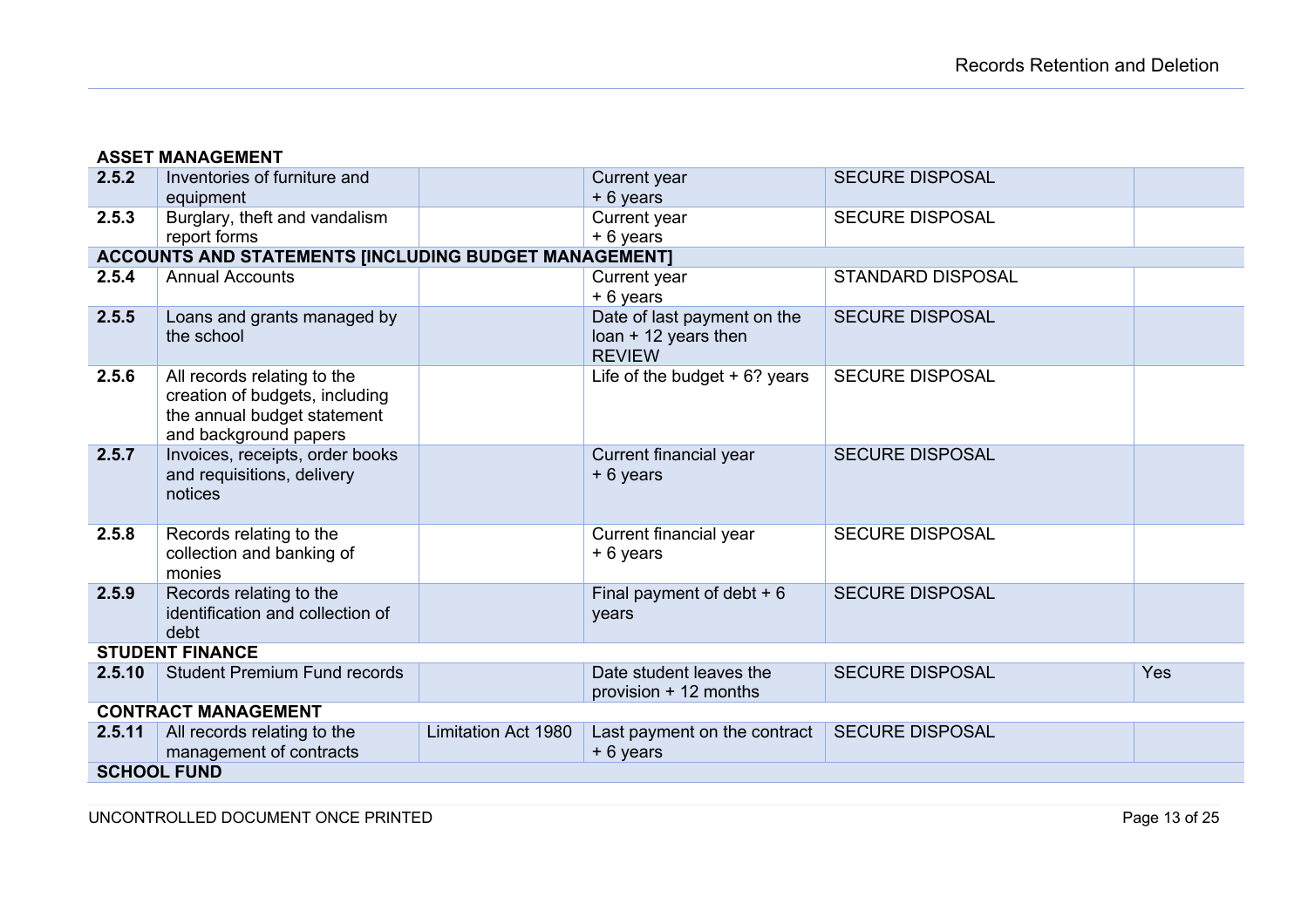| | | | | | |
|---|---|---|---|---|---|
| **ASSET MANAGEMENT** | | | | | |
| **2.5.2** | Inventories of furniture and equipment | | Current year + 6 years | SECURE DISPOSAL | |
| **2.5.3** | Burglary, theft and vandalism report forms | | Current year + 6 years | SECURE DISPOSAL | |
| **ACCOUNTS AND STATEMENTS [INCLUDING BUDGET MANAGEMENT]** | | | | | |
| **2.5.4** | Annual Accounts | | Current year + 6 years | STANDARD DISPOSAL | |
| **2.5.5** | Loans and grants managed by the school | | Date of last payment on the loan + 12 years then REVIEW | SECURE DISPOSAL | |
| **2.5.6** | All records relating to the creation of budgets, including the annual budget statement and background papers | | Life of the budget + 6? years | SECURE DISPOSAL | |
| **2.5.7** | Invoices, receipts, order books and requisitions, delivery notices | | Current financial year + 6 years | SECURE DISPOSAL | |
| **2.5.8** | Records relating to the collection and banking of monies | | Current financial year + 6 years | SECURE DISPOSAL | |
| **2.5.9** | Records relating to the identification and collection of debt | | Final payment of debt + 6 years | SECURE DISPOSAL | |
| **STUDENT FINANCE** | | | | | |
| **2.5.10** | Student Premium Fund records | | Date student leaves the provision + 12 months | SECURE DISPOSAL | Yes |
| **CONTRACT MANAGEMENT** | | | | | |
| **2.5.11** | All records relating to the management of contracts | Limitation Act 1980 | Last payment on the contract + 6 years | SECURE DISPOSAL | |
| **SCHOOL FUND** | | | | | |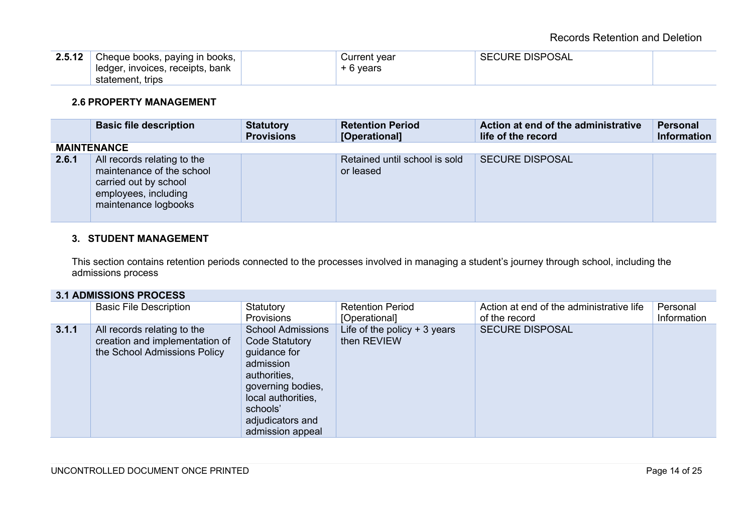| 2.5.12 | Cheque books, paying in books, ledger, invoices, receipts, bank statement, trips | | Current year + 6 years | SECURE DISPOSAL | |
|---|---|---|---|---|---|

### 2.6 PROPERTY MANAGEMENT

| | Basic file description | Statutory Provisions | Retention Period [Operational] | Action at end of the administrative life of the record | Personal Information |
|---|---|---|---|---|---|
| **MAINTENANCE** | | | | | |
| **2.6.1** | All records relating to the maintenance of the school carried out by school employees, including maintenance logbooks | | Retained until school is sold or leased | SECURE DISPOSAL | |

## 3. STUDENT MANAGEMENT

This section contains retention periods connected to the processes involved in managing a student's journey through school, including the admissions process

| **3.1 ADMISSIONS PROCESS** | | | | | |
|---|---|---|---|---|---|
| | Basic File Description | Statutory Provisions | Retention Period [Operational] | Action at end of the administrative life of the record | Personal Information |
| **3.1.1** | All records relating to the creation and implementation of the School Admissions Policy | School Admissions Code Statutory guidance for admission authorities, governing bodies, local authorities, schools' adjudicators and admission appeal | Life of the policy + 3 years then REVIEW | SECURE DISPOSAL | |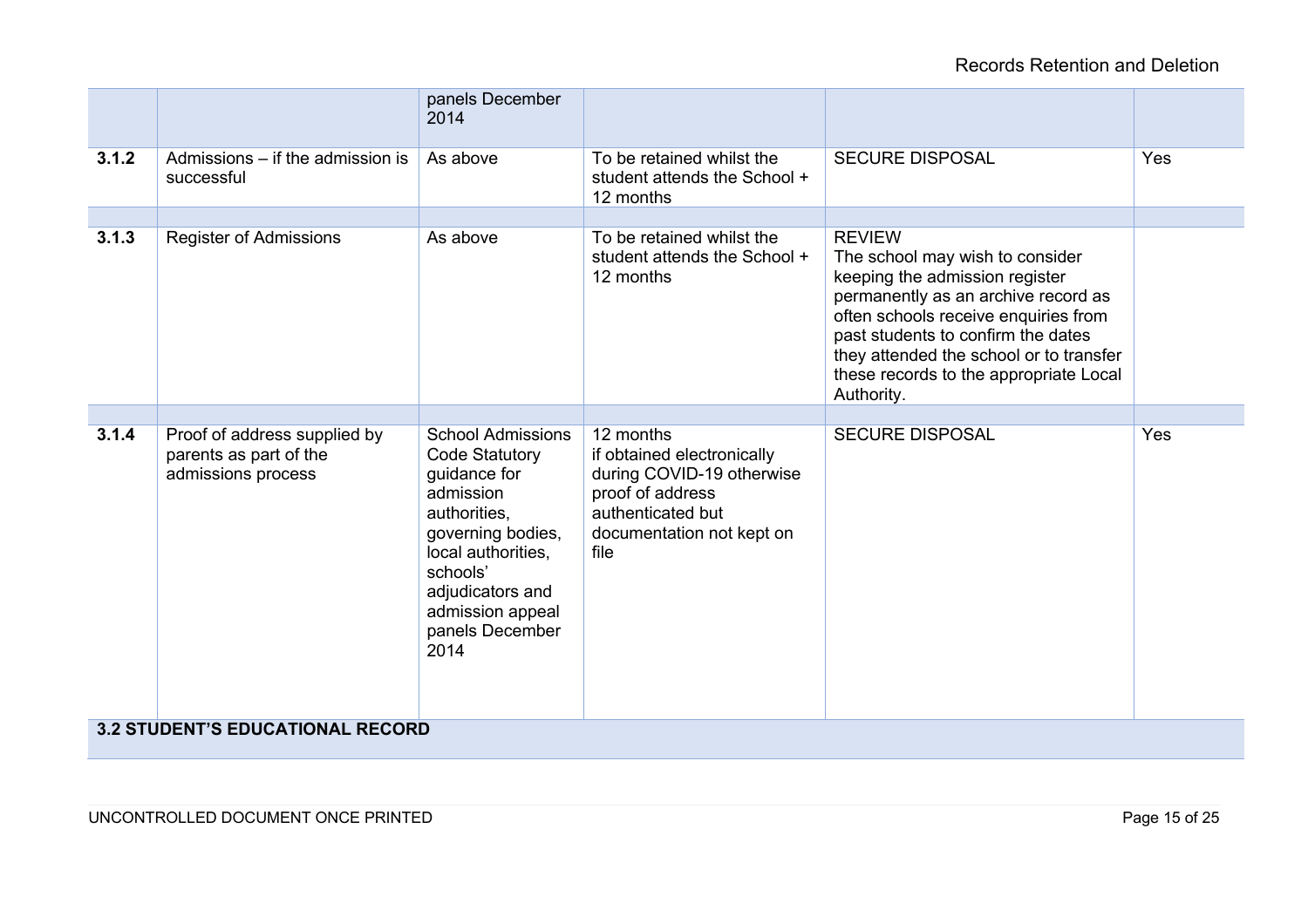| | | | | | |
|---|---|---|---|---|---|
| | | panels December 2014 | | | |
| **3.1.2** | Admissions – if the admission is successful | As above | To be retained whilst the student attends the School + 12 months | SECURE DISPOSAL | Yes |
| | | | | | |
| **3.1.3** | Register of Admissions | As above | To be retained whilst the student attends the School + 12 months | REVIEW<br>The school may wish to consider keeping the admission register permanently as an archive record as often schools receive enquiries from past students to confirm the dates they attended the school or to transfer these records to the appropriate Local Authority. | |
| | | | | | |
| **3.1.4** | Proof of address supplied by parents as part of the admissions process | School Admissions Code Statutory guidance for admission authorities, governing bodies, local authorities, schools' adjudicators and admission appeal panels December 2014 | 12 months<br>if obtained electronically during COVID-19 otherwise proof of address authenticated but documentation not kept on file | SECURE DISPOSAL | Yes |
| **3.2 STUDENT'S EDUCATIONAL RECORD** | | | | | |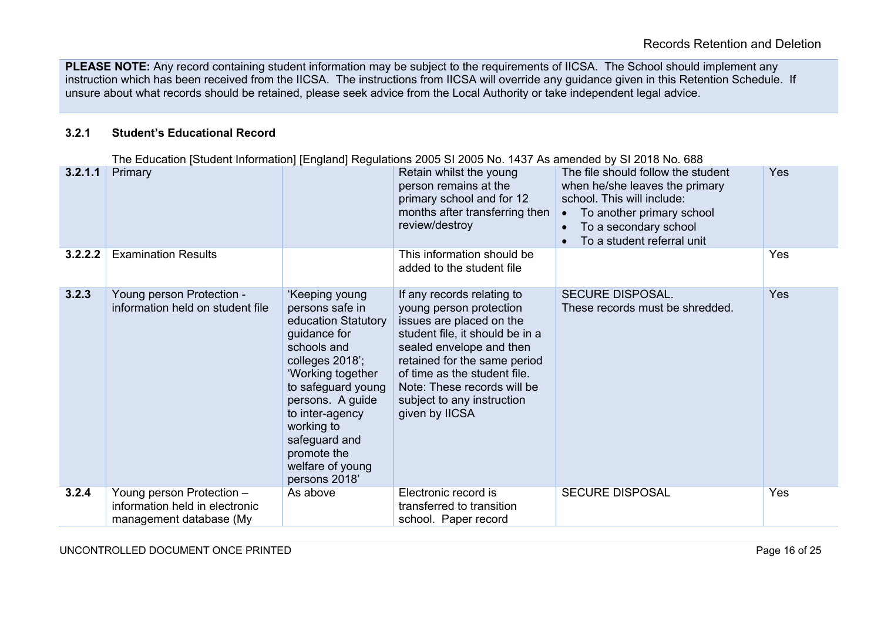**PLEASE NOTE:** Any record containing student information may be subject to the requirements of IICSA. The School should implement any instruction which has been received from the IICSA. The instructions from IICSA will override any guidance given in this Retention Schedule. If unsure about what records should be retained, please seek advice from the Local Authority or take independent legal advice.

### 3.2.1 Student's Educational Record

The Education [Student Information] [England] Regulations 2005 SI 2005 No. 1437 As amended by SI 2018 No. 688

| | | | | | |
|---|---|---|---|---|---|
| **3.2.1.1** | Primary | | Retain whilst the young person remains at the primary school and for 12 months after transferring then review/destroy | The file should follow the student when he/she leaves the primary school. This will include:<br>• To another primary school<br>• To a secondary school<br>• To a student referral unit | Yes |
| **3.2.2.2** | Examination Results | | This information should be added to the student file | | Yes |
| **3.2.3** | Young person Protection - information held on student file | 'Keeping young persons safe in education Statutory guidance for schools and colleges 2018'; 'Working together to safeguard young persons. A guide to inter-agency working to safeguard and promote the welfare of young persons 2018' | If any records relating to young person protection issues are placed on the student file, it should be in a sealed envelope and then retained for the same period of time as the student file. Note: These records will be subject to any instruction given by IICSA | SECURE DISPOSAL.<br>These records must be shredded. | Yes |
| **3.2.4** | Young person Protection – information held in electronic management database (My | As above | Electronic record is transferred to transition school. Paper record | SECURE DISPOSAL | Yes |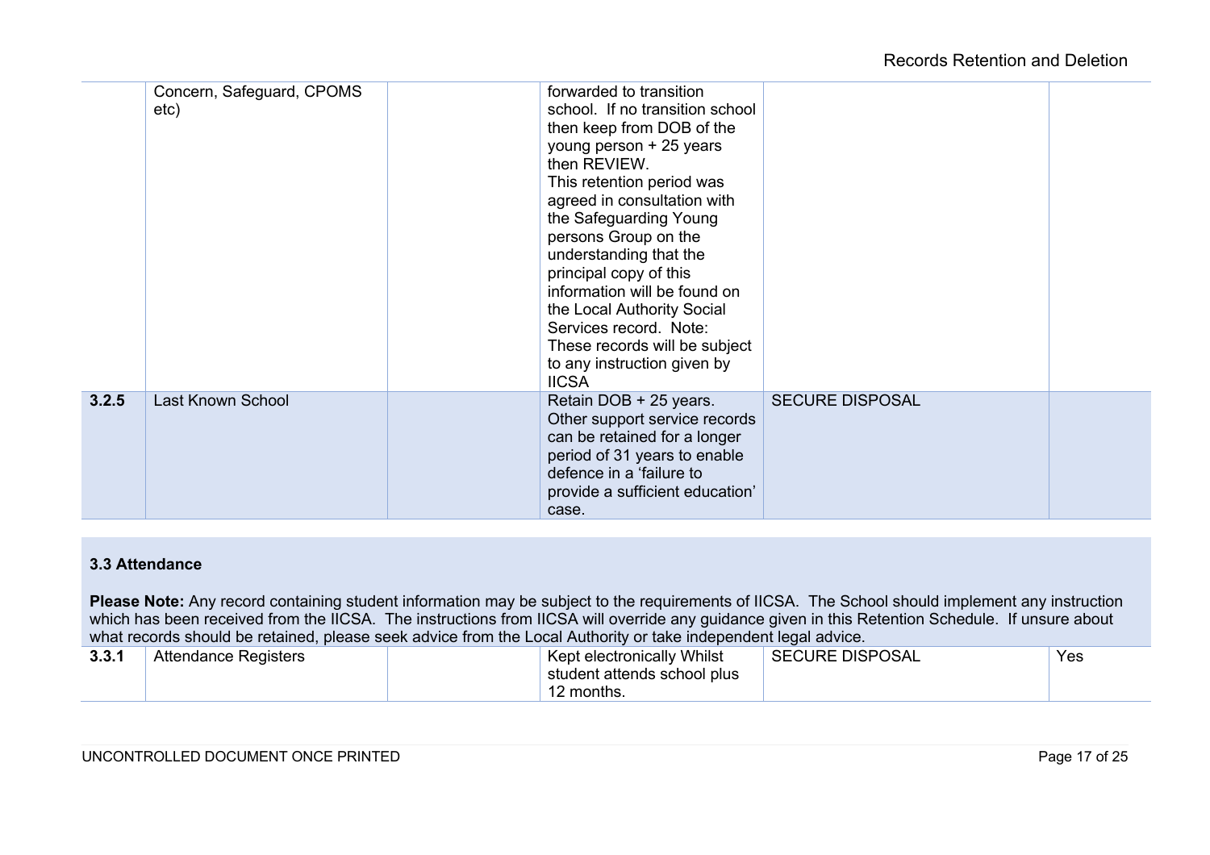| | | | | | |
|---|---|---|---|---|---|
| | Concern, Safeguard, CPOMS etc) | | forwarded to transition school. If no transition school then keep from DOB of the young person + 25 years then REVIEW. This retention period was agreed in consultation with the Safeguarding Young persons Group on the understanding that the principal copy of this information will be found on the Local Authority Social Services record. Note: These records will be subject to any instruction given by IICSA | | |
| **3.2.5** | Last Known School | | Retain DOB + 25 years. Other support service records can be retained for a longer period of 31 years to enable defence in a 'failure to provide a sufficient education' case. | SECURE DISPOSAL | |

**3.3 Attendance**

**Please Note:** Any record containing student information may be subject to the requirements of IICSA. The School should implement any instruction which has been received from the IICSA. The instructions from IICSA will override any guidance given in this Retention Schedule. If unsure about what records should be retained, please seek advice from the Local Authority or take independent legal advice.

| | | | | | |
|---|---|---|---|---|---|
| **3.3.1** | Attendance Registers | | Kept electronically Whilst student attends school plus 12 months. | SECURE DISPOSAL | Yes |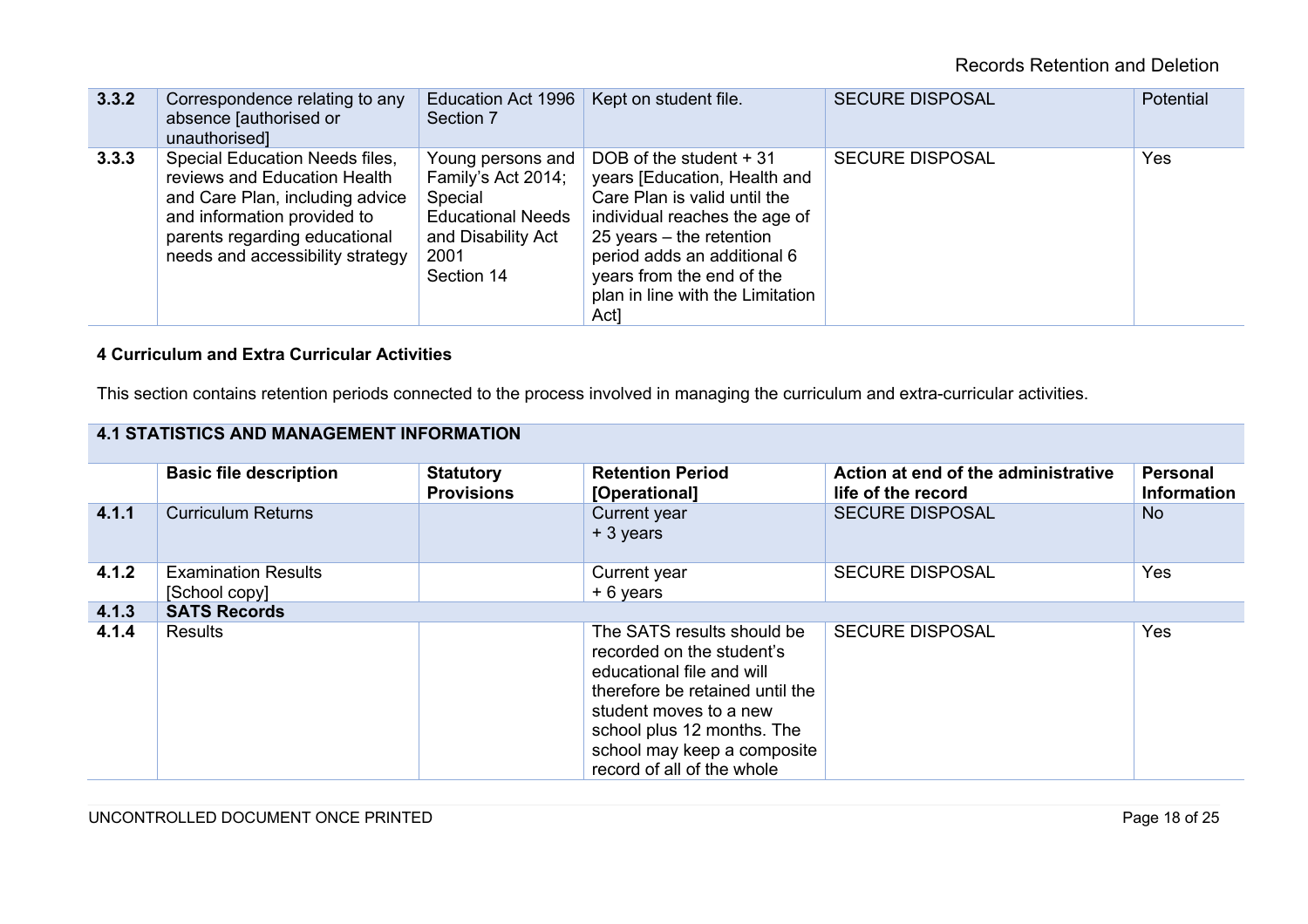| | | | | | |
|---|---|---|---|---|---|
| **3.3.2** | Correspondence relating to any absence [authorised or unauthorised] | Education Act 1996 Section 7 | Kept on student file. | SECURE DISPOSAL | Potential |
| **3.3.3** | Special Education Needs files, reviews and Education Health and Care Plan, including advice and information provided to parents regarding educational needs and accessibility strategy | Young persons and Family's Act 2014; Special Educational Needs and Disability Act 2001 Section 14 | DOB of the student + 31 years [Education, Health and Care Plan is valid until the individual reaches the age of 25 years – the retention period adds an additional 6 years from the end of the plan in line with the Limitation Act] | SECURE DISPOSAL | Yes |

**4 Curriculum and Extra Curricular Activities**

This section contains retention periods connected to the process involved in managing the curriculum and extra-curricular activities.

| **4.1 STATISTICS AND MANAGEMENT INFORMATION** | | | | | |
|---|---|---|---|---|---|
| | **Basic file description** | **Statutory Provisions** | **Retention Period [Operational]** | **Action at end of the administrative life of the record** | **Personal Information** |
| **4.1.1** | Curriculum Returns | | Current year + 3 years | SECURE DISPOSAL | No |
| **4.1.2** | Examination Results [School copy] | | Current year + 6 years | SECURE DISPOSAL | Yes |
| **4.1.3** | **SATS Records** | | | | |
| **4.1.4** | Results | | The SATS results should be recorded on the student's educational file and will therefore be retained until the student moves to a new school plus 12 months. The school may keep a composite record of all of the whole | SECURE DISPOSAL | Yes |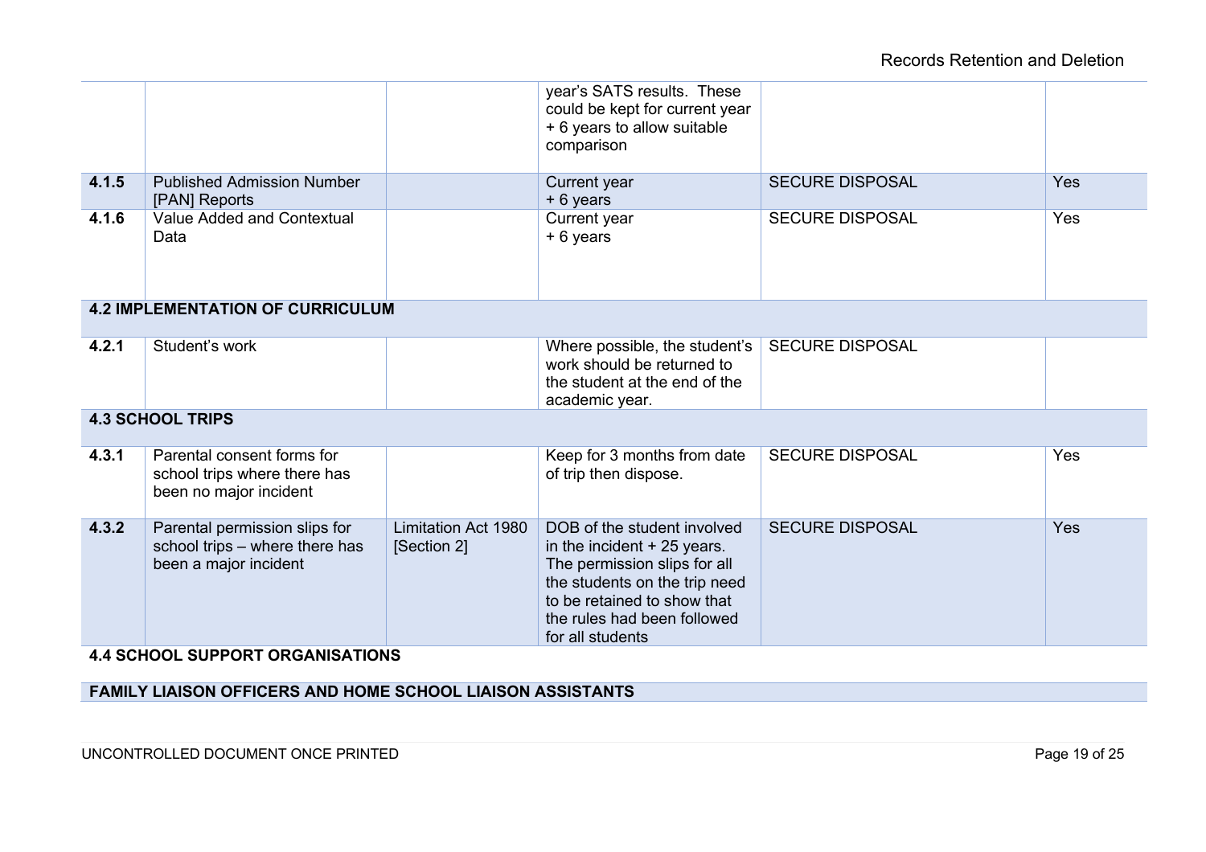| | | | | | |
|---|---|---|---|---|---|
| | | | year's SATS results. These could be kept for current year + 6 years to allow suitable comparison | | |
| **4.1.5** | Published Admission Number [PAN] Reports | | Current year + 6 years | SECURE DISPOSAL | Yes |
| **4.1.6** | Value Added and Contextual Data | | Current year + 6 years | SECURE DISPOSAL | Yes |
| **4.2 IMPLEMENTATION OF CURRICULUM** | | | | | |
| **4.2.1** | Student's work | | Where possible, the student's work should be returned to the student at the end of the academic year. | SECURE DISPOSAL | |
| **4.3 SCHOOL TRIPS** | | | | | |
| **4.3.1** | Parental consent forms for school trips where there has been no major incident | | Keep for 3 months from date of trip then dispose. | SECURE DISPOSAL | Yes |
| **4.3.2** | Parental permission slips for school trips – where there has been a major incident | Limitation Act 1980 [Section 2] | DOB of the student involved in the incident + 25 years. The permission slips for all the students on the trip need to be retained to show that the rules had been followed for all students | SECURE DISPOSAL | Yes |

**4.4 SCHOOL SUPPORT ORGANISATIONS**

**FAMILY LIAISON OFFICERS AND HOME SCHOOL LIAISON ASSISTANTS**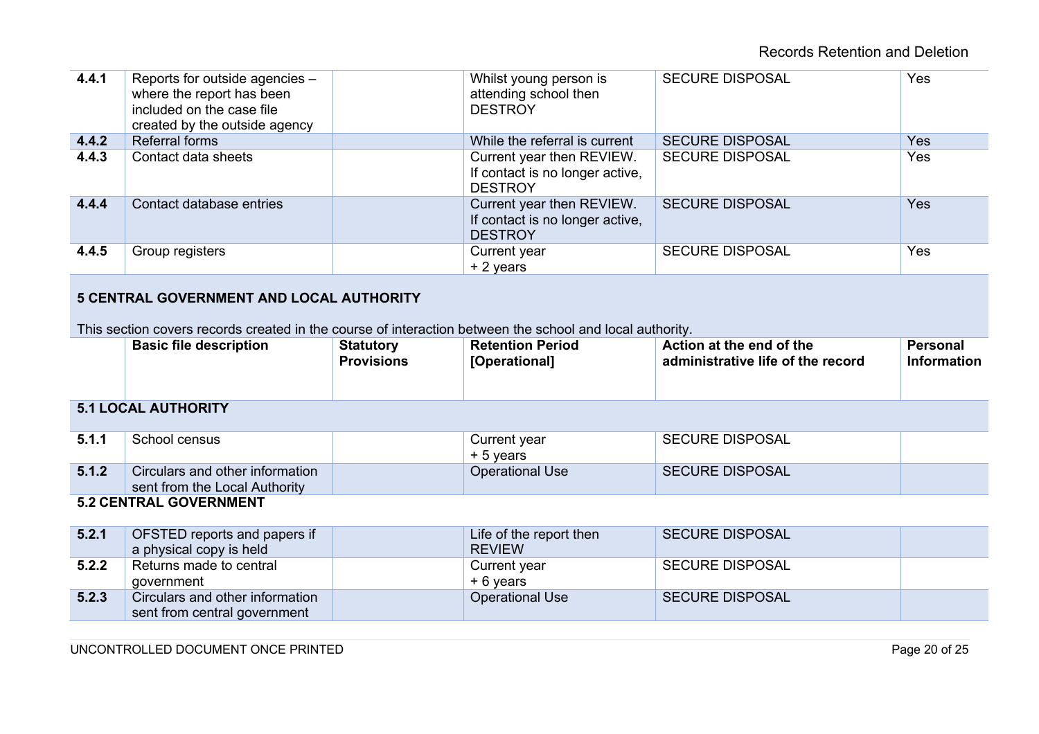| | | | | | |
|---|---|---|---|---|---|
| **4.4.1** | Reports for outside agencies – where the report has been included on the case file created by the outside agency | | Whilst young person is attending school then DESTROY | SECURE DISPOSAL | Yes |
| **4.4.2** | Referral forms | | While the referral is current | SECURE DISPOSAL | Yes |
| **4.4.3** | Contact data sheets | | Current year then REVIEW. If contact is no longer active, DESTROY | SECURE DISPOSAL | Yes |
| **4.4.4** | Contact database entries | | Current year then REVIEW. If contact is no longer active, DESTROY | SECURE DISPOSAL | Yes |
| **4.4.5** | Group registers | | Current year + 2 years | SECURE DISPOSAL | Yes |

## 5 CENTRAL GOVERNMENT AND LOCAL AUTHORITY

This section covers records created in the course of interaction between the school and local authority.

| | Basic file description | Statutory Provisions | Retention Period [Operational] | Action at the end of the administrative life of the record | Personal Information |
|---|---|---|---|---|---|
| **5.1 LOCAL AUTHORITY** | | | | | |
| **5.1.1** | School census | | Current year + 5 years | SECURE DISPOSAL | |
| **5.1.2** | Circulars and other information sent from the Local Authority | | Operational Use | SECURE DISPOSAL | |
| **5.2 CENTRAL GOVERNMENT** | | | | | |
| **5.2.1** | OFSTED reports and papers if a physical copy is held | | Life of the report then REVIEW | SECURE DISPOSAL | |
| **5.2.2** | Returns made to central government | | Current year + 6 years | SECURE DISPOSAL | |
| **5.2.3** | Circulars and other information sent from central government | | Operational Use | SECURE DISPOSAL | |